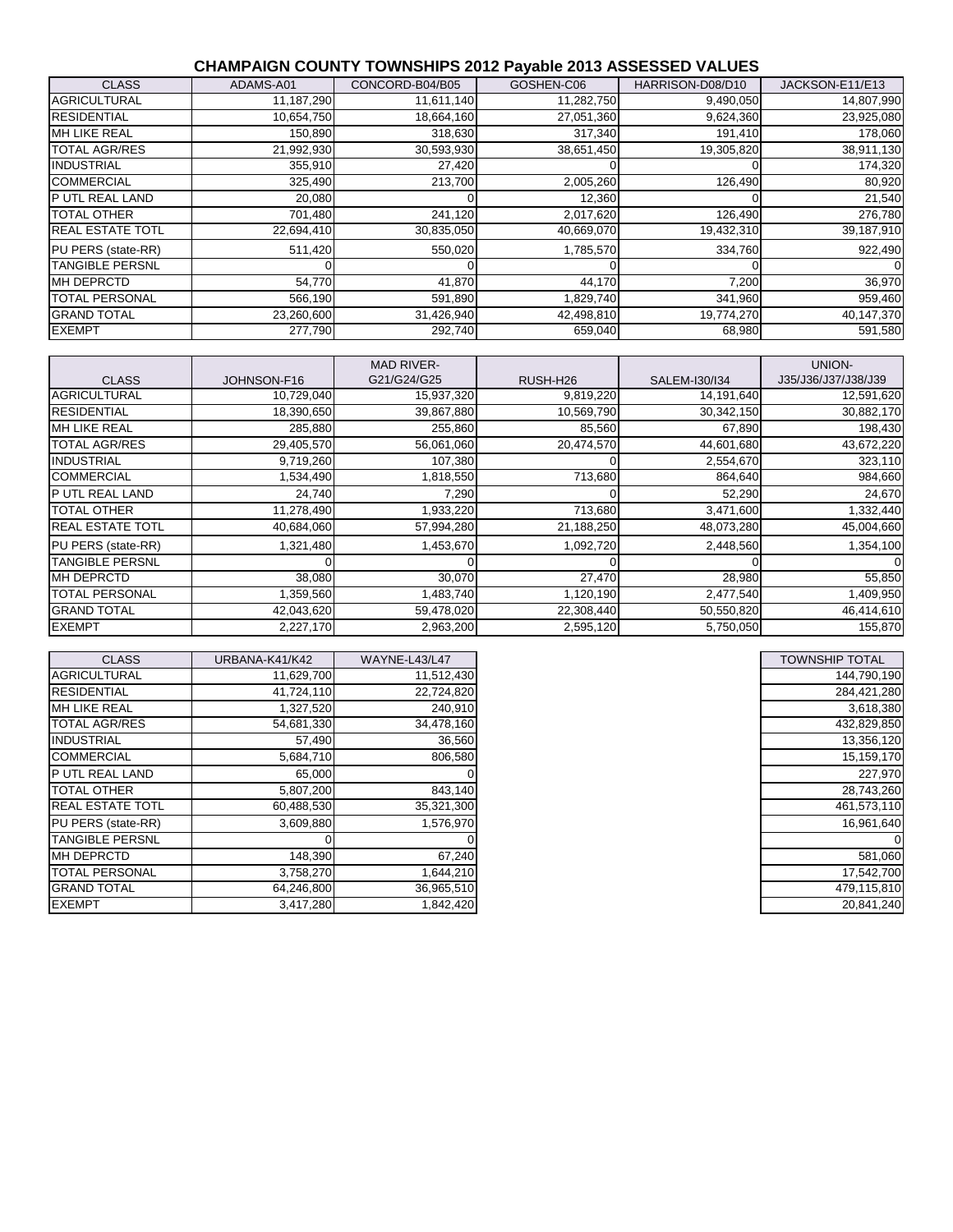# CHAMPAIGN COUNTY TOWNSHIPS 2012 Payable 2013 ASSESSED VALUES

| CLASS | ADAMS-A01 | CONCORD-B04/B05 | GOSHEN-C06 | HARRISON-D08/D10 | JACKSON-E11/E13 |
|---|---|---|---|---|---|
| AGRICULTURAL | 11,187,290 | 11,611,140 | 11,282,750 | 9,490,050 | 14,807,990 |
| RESIDENTIAL | 10,654,750 | 18,664,160 | 27,051,360 | 9,624,360 | 23,925,080 |
| MH LIKE REAL | 150,890 | 318,630 | 317,340 | 191,410 | 178,060 |
| TOTAL AGR/RES | 21,992,930 | 30,593,930 | 38,651,450 | 19,305,820 | 38,911,130 |
| INDUSTRIAL | 355,910 | 27,420 | 0 | 0 | 174,320 |
| COMMERCIAL | 325,490 | 213,700 | 2,005,260 | 126,490 | 80,920 |
| P UTL REAL LAND | 20,080 | 0 | 12,360 | 0 | 21,540 |
| TOTAL OTHER | 701,480 | 241,120 | 2,017,620 | 126,490 | 276,780 |
| REAL ESTATE TOTL | 22,694,410 | 30,835,050 | 40,669,070 | 19,432,310 | 39,187,910 |
| PU PERS (state-RR) | 511,420 | 550,020 | 1,785,570 | 334,760 | 922,490 |
| TANGIBLE PERSNL | 0 | 0 | 0 | 0 | 0 |
| MH DEPRCTD | 54,770 | 41,870 | 44,170 | 7,200 | 36,970 |
| TOTAL PERSONAL | 566,190 | 591,890 | 1,829,740 | 341,960 | 959,460 |
| GRAND TOTAL | 23,260,600 | 31,426,940 | 42,498,810 | 19,774,270 | 40,147,370 |
| EXEMPT | 277,790 | 292,740 | 659,040 | 68,980 | 591,580 |

| CLASS | JOHNSON-F16 | MAD RIVER-G21/G24/G25 | RUSH-H26 | SALEM-I30/I34 | UNION-J35/J36/J37/J38/J39 |
|---|---|---|---|---|---|
| AGRICULTURAL | 10,729,040 | 15,937,320 | 9,819,220 | 14,191,640 | 12,591,620 |
| RESIDENTIAL | 18,390,650 | 39,867,880 | 10,569,790 | 30,342,150 | 30,882,170 |
| MH LIKE REAL | 285,880 | 255,860 | 85,560 | 67,890 | 198,430 |
| TOTAL AGR/RES | 29,405,570 | 56,061,060 | 20,474,570 | 44,601,680 | 43,672,220 |
| INDUSTRIAL | 9,719,260 | 107,380 | 0 | 2,554,670 | 323,110 |
| COMMERCIAL | 1,534,490 | 1,818,550 | 713,680 | 864,640 | 984,660 |
| P UTL REAL LAND | 24,740 | 7,290 | 0 | 52,290 | 24,670 |
| TOTAL OTHER | 11,278,490 | 1,933,220 | 713,680 | 3,471,600 | 1,332,440 |
| REAL ESTATE TOTL | 40,684,060 | 57,994,280 | 21,188,250 | 48,073,280 | 45,004,660 |
| PU PERS (state-RR) | 1,321,480 | 1,453,670 | 1,092,720 | 2,448,560 | 1,354,100 |
| TANGIBLE PERSNL | 0 | 0 | 0 | 0 | 0 |
| MH DEPRCTD | 38,080 | 30,070 | 27,470 | 28,980 | 55,850 |
| TOTAL PERSONAL | 1,359,560 | 1,483,740 | 1,120,190 | 2,477,540 | 1,409,950 |
| GRAND TOTAL | 42,043,620 | 59,478,020 | 22,308,440 | 50,550,820 | 46,414,610 |
| EXEMPT | 2,227,170 | 2,963,200 | 2,595,120 | 5,750,050 | 155,870 |

| CLASS | URBANA-K41/K42 | WAYNE-L43/L47 | TOWNSHIP TOTAL |
|---|---|---|---|
| AGRICULTURAL | 11,629,700 | 11,512,430 | 144,790,190 |
| RESIDENTIAL | 41,724,110 | 22,724,820 | 284,421,280 |
| MH LIKE REAL | 1,327,520 | 240,910 | 3,618,380 |
| TOTAL AGR/RES | 54,681,330 | 34,478,160 | 432,829,850 |
| INDUSTRIAL | 57,490 | 36,560 | 13,356,120 |
| COMMERCIAL | 5,684,710 | 806,580 | 15,159,170 |
| P UTL REAL LAND | 65,000 | 0 | 227,970 |
| TOTAL OTHER | 5,807,200 | 843,140 | 28,743,260 |
| REAL ESTATE TOTL | 60,488,530 | 35,321,300 | 461,573,110 |
| PU PERS (state-RR) | 3,609,880 | 1,576,970 | 16,961,640 |
| TANGIBLE PERSNL | 0 | 0 | 0 |
| MH DEPRCTD | 148,390 | 67,240 | 581,060 |
| TOTAL PERSONAL | 3,758,270 | 1,644,210 | 17,542,700 |
| GRAND TOTAL | 64,246,800 | 36,965,510 | 479,115,810 |
| EXEMPT | 3,417,280 | 1,842,420 | 20,841,240 |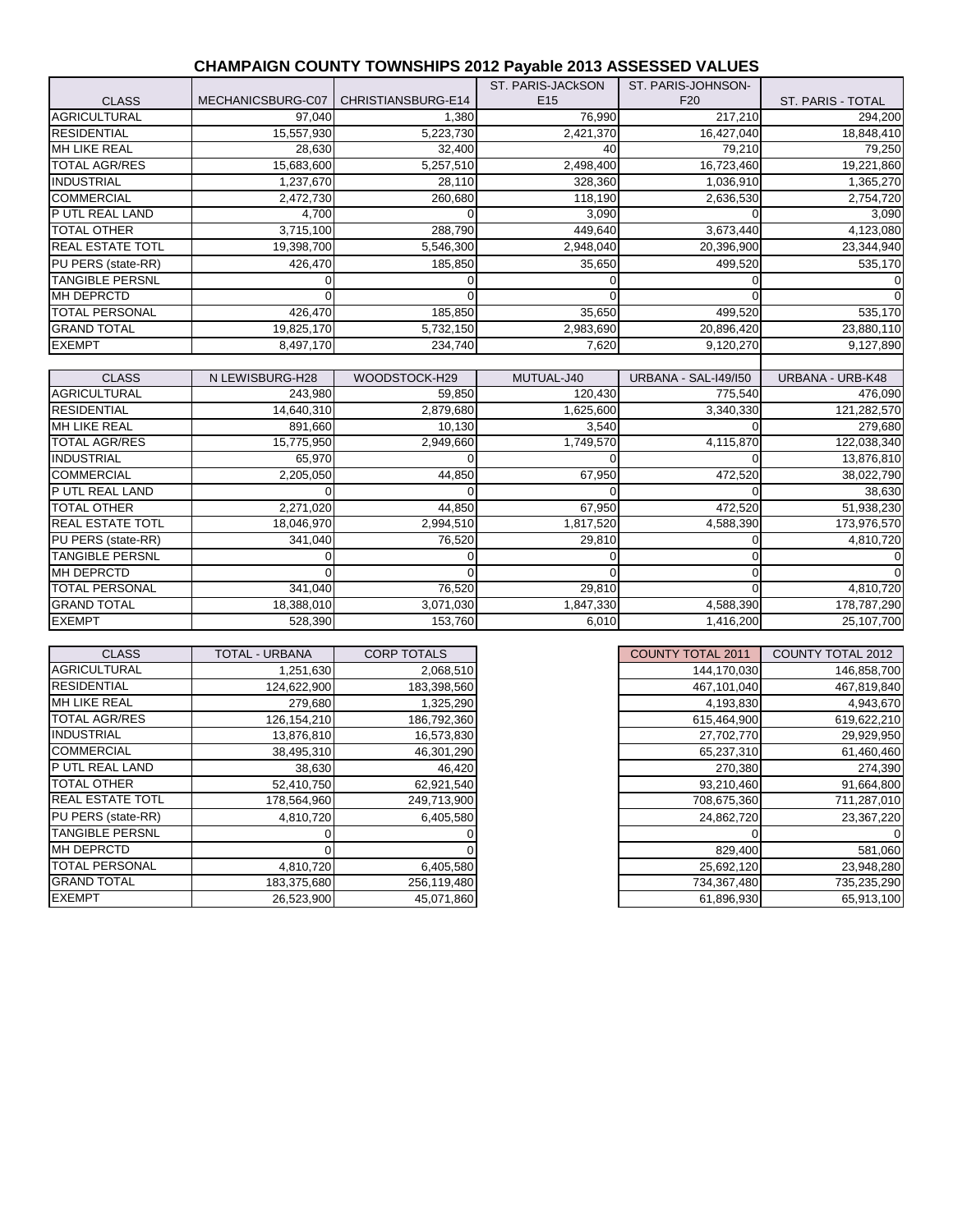# CHAMPAIGN COUNTY TOWNSHIPS 2012 Payable 2013 ASSESSED VALUES

| CLASS | MECHANICSBURG-C07 | CHRISTIANSBURG-E14 | ST. PARIS-JACkSON E15 | ST. PARIS-JOHNSON-F20 | ST. PARIS - TOTAL |
|---|---|---|---|---|---|
| AGRICULTURAL | 97,040 | 1,380 | 76,990 | 217,210 | 294,200 |
| RESIDENTIAL | 15,557,930 | 5,223,730 | 2,421,370 | 16,427,040 | 18,848,410 |
| MH LIKE REAL | 28,630 | 32,400 | 40 | 79,210 | 79,250 |
| TOTAL AGR/RES | 15,683,600 | 5,257,510 | 2,498,400 | 16,723,460 | 19,221,860 |
| INDUSTRIAL | 1,237,670 | 28,110 | 328,360 | 1,036,910 | 1,365,270 |
| COMMERCIAL | 2,472,730 | 260,680 | 118,190 | 2,636,530 | 2,754,720 |
| P UTL REAL LAND | 4,700 | 0 | 3,090 | 0 | 3,090 |
| TOTAL OTHER | 3,715,100 | 288,790 | 449,640 | 3,673,440 | 4,123,080 |
| REAL ESTATE TOTL | 19,398,700 | 5,546,300 | 2,948,040 | 20,396,900 | 23,344,940 |
| PU PERS (state-RR) | 426,470 | 185,850 | 35,650 | 499,520 | 535,170 |
| TANGIBLE PERSNL | 0 | 0 | 0 | 0 | 0 |
| MH DEPRCTD | 0 | 0 | 0 | 0 | 0 |
| TOTAL PERSONAL | 426,470 | 185,850 | 35,650 | 499,520 | 535,170 |
| GRAND TOTAL | 19,825,170 | 5,732,150 | 2,983,690 | 20,896,420 | 23,880,110 |
| EXEMPT | 8,497,170 | 234,740 | 7,620 | 9,120,270 | 9,127,890 |

| CLASS | N LEWISBURG-H28 | WOODSTOCK-H29 | MUTUAL-J40 | URBANA - SAL-I49/I50 | URBANA - URB-K48 |
|---|---|---|---|---|---|
| AGRICULTURAL | 243,980 | 59,850 | 120,430 | 775,540 | 476,090 |
| RESIDENTIAL | 14,640,310 | 2,879,680 | 1,625,600 | 3,340,330 | 121,282,570 |
| MH LIKE REAL | 891,660 | 10,130 | 3,540 | 0 | 279,680 |
| TOTAL AGR/RES | 15,775,950 | 2,949,660 | 1,749,570 | 4,115,870 | 122,038,340 |
| INDUSTRIAL | 65,970 | 0 | 0 | 0 | 13,876,810 |
| COMMERCIAL | 2,205,050 | 44,850 | 67,950 | 472,520 | 38,022,790 |
| P UTL REAL LAND | 0 | 0 | 0 | 0 | 38,630 |
| TOTAL OTHER | 2,271,020 | 44,850 | 67,950 | 472,520 | 51,938,230 |
| REAL ESTATE TOTL | 18,046,970 | 2,994,510 | 1,817,520 | 4,588,390 | 173,976,570 |
| PU PERS (state-RR) | 341,040 | 76,520 | 29,810 | 0 | 4,810,720 |
| TANGIBLE PERSNL | 0 | 0 | 0 | 0 | 0 |
| MH DEPRCTD | 0 | 0 | 0 | 0 | 0 |
| TOTAL PERSONAL | 341,040 | 76,520 | 29,810 | 0 | 4,810,720 |
| GRAND TOTAL | 18,388,010 | 3,071,030 | 1,847,330 | 4,588,390 | 178,787,290 |
| EXEMPT | 528,390 | 153,760 | 6,010 | 1,416,200 | 25,107,700 |

| CLASS | TOTAL - URBANA | CORP TOTALS | COUNTY TOTAL 2011 | COUNTY TOTAL 2012 |
|---|---|---|---|---|
| AGRICULTURAL | 1,251,630 | 2,068,510 | 144,170,030 | 146,858,700 |
| RESIDENTIAL | 124,622,900 | 183,398,560 | 467,101,040 | 467,819,840 |
| MH LIKE REAL | 279,680 | 1,325,290 | 4,193,830 | 4,943,670 |
| TOTAL AGR/RES | 126,154,210 | 186,792,360 | 615,464,900 | 619,622,210 |
| INDUSTRIAL | 13,876,810 | 16,573,830 | 27,702,770 | 29,929,950 |
| COMMERCIAL | 38,495,310 | 46,301,290 | 65,237,310 | 61,460,460 |
| P UTL REAL LAND | 38,630 | 46,420 | 270,380 | 274,390 |
| TOTAL OTHER | 52,410,750 | 62,921,540 | 93,210,460 | 91,664,800 |
| REAL ESTATE TOTL | 178,564,960 | 249,713,900 | 708,675,360 | 711,287,010 |
| PU PERS (state-RR) | 4,810,720 | 6,405,580 | 24,862,720 | 23,367,220 |
| TANGIBLE PERSNL | 0 | 0 | 0 | 0 |
| MH DEPRCTD | 0 | 0 | 829,400 | 581,060 |
| TOTAL PERSONAL | 4,810,720 | 6,405,580 | 25,692,120 | 23,948,280 |
| GRAND TOTAL | 183,375,680 | 256,119,480 | 734,367,480 | 735,235,290 |
| EXEMPT | 26,523,900 | 45,071,860 | 61,896,930 | 65,913,100 |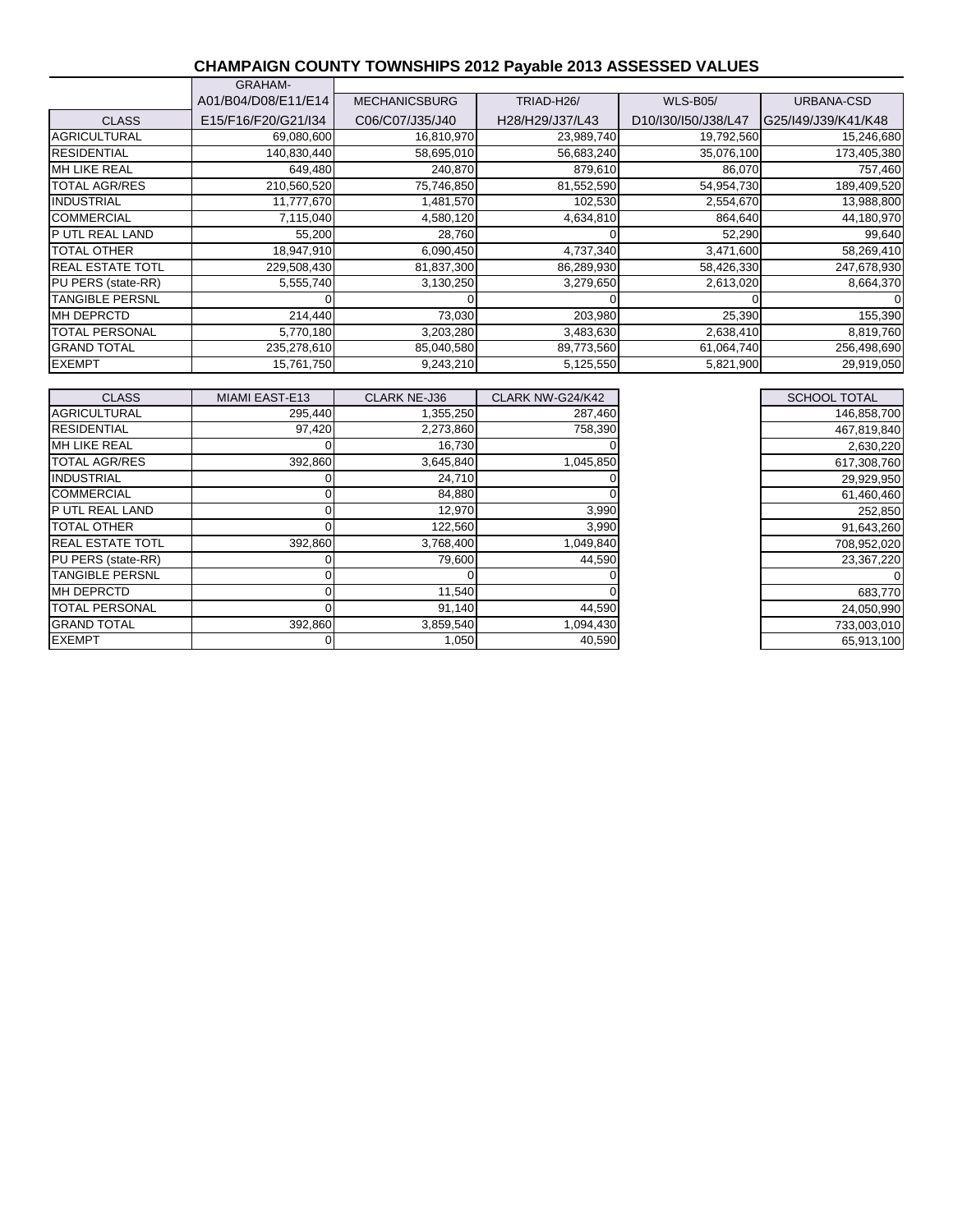## CHAMPAIGN COUNTY TOWNSHIPS 2012 Payable 2013 ASSESSED VALUES

| CLASS | GRAHAM- A01/B04/D08/E11/E14 E15/F16/F20/G21/I34 | MECHANICSBURG C06/C07/J35/J40 | TRIAD-H26/ H28/H29/J37/L43 | WLS-B05/ D10/I30/I50/J38/L47 | URBANA-CSD G25/I49/J39/K41/K48 |
|---|---|---|---|---|---|
| AGRICULTURAL | 69,080,600 | 16,810,970 | 23,989,740 | 19,792,560 | 15,246,680 |
| RESIDENTIAL | 140,830,440 | 58,695,010 | 56,683,240 | 35,076,100 | 173,405,380 |
| MH LIKE REAL | 649,480 | 240,870 | 879,610 | 86,070 | 757,460 |
| TOTAL AGR/RES | 210,560,520 | 75,746,850 | 81,552,590 | 54,954,730 | 189,409,520 |
| INDUSTRIAL | 11,777,670 | 1,481,570 | 102,530 | 2,554,670 | 13,988,800 |
| COMMERCIAL | 7,115,040 | 4,580,120 | 4,634,810 | 864,640 | 44,180,970 |
| P UTL REAL LAND | 55,200 | 28,760 | 0 | 52,290 | 99,640 |
| TOTAL OTHER | 18,947,910 | 6,090,450 | 4,737,340 | 3,471,600 | 58,269,410 |
| REAL ESTATE TOTL | 229,508,430 | 81,837,300 | 86,289,930 | 58,426,330 | 247,678,930 |
| PU PERS (state-RR) | 5,555,740 | 3,130,250 | 3,279,650 | 2,613,020 | 8,664,370 |
| TANGIBLE PERSNL | 0 | 0 | 0 | 0 | 0 |
| MH DEPRCTD | 214,440 | 73,030 | 203,980 | 25,390 | 155,390 |
| TOTAL PERSONAL | 5,770,180 | 3,203,280 | 3,483,630 | 2,638,410 | 8,819,760 |
| GRAND TOTAL | 235,278,610 | 85,040,580 | 89,773,560 | 61,064,740 | 256,498,690 |
| EXEMPT | 15,761,750 | 9,243,210 | 5,125,550 | 5,821,900 | 29,919,050 |

| CLASS | MIAMI EAST-E13 | CLARK NE-J36 | CLARK NW-G24/K42 | SCHOOL TOTAL |
|---|---|---|---|---|
| AGRICULTURAL | 295,440 | 1,355,250 | 287,460 | 146,858,700 |
| RESIDENTIAL | 97,420 | 2,273,860 | 758,390 | 467,819,840 |
| MH LIKE REAL | 0 | 16,730 | 0 | 2,630,220 |
| TOTAL AGR/RES | 392,860 | 3,645,840 | 1,045,850 | 617,308,760 |
| INDUSTRIAL | 0 | 24,710 | 0 | 29,929,950 |
| COMMERCIAL | 0 | 84,880 | 0 | 61,460,460 |
| P UTL REAL LAND | 0 | 12,970 | 3,990 | 252,850 |
| TOTAL OTHER | 0 | 122,560 | 3,990 | 91,643,260 |
| REAL ESTATE TOTL | 392,860 | 3,768,400 | 1,049,840 | 708,952,020 |
| PU PERS (state-RR) | 0 | 79,600 | 44,590 | 23,367,220 |
| TANGIBLE PERSNL | 0 | 0 | 0 | 0 |
| MH DEPRCTD | 0 | 11,540 | 0 | 683,770 |
| TOTAL PERSONAL | 0 | 91,140 | 44,590 | 24,050,990 |
| GRAND TOTAL | 392,860 | 3,859,540 | 1,094,430 | 733,003,010 |
| EXEMPT | 0 | 1,050 | 40,590 | 65,913,100 |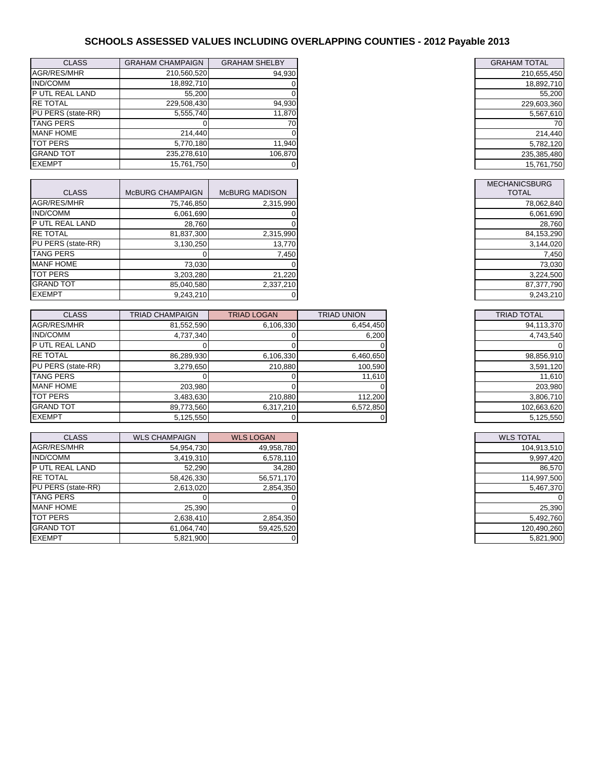# SCHOOLS ASSESSED VALUES INCLUDING OVERLAPPING COUNTIES - 2012 Payable 2013

| CLASS | GRAHAM CHAMPAIGN | GRAHAM SHELBY | GRAHAM TOTAL |
|---|---|---|---|
| AGR/RES/MHR | 210,560,520 | 94,930 | 210,655,450 |
| IND/COMM | 18,892,710 | 0 | 18,892,710 |
| P UTL REAL LAND | 55,200 | 0 | 55,200 |
| RE TOTAL | 229,508,430 | 94,930 | 229,603,360 |
| PU PERS (state-RR) | 5,555,740 | 11,870 | 5,567,610 |
| TANG PERS | 0 | 70 | 70 |
| MANF HOME | 214,440 | 0 | 214,440 |
| TOT PERS | 5,770,180 | 11,940 | 5,782,120 |
| GRAND TOT | 235,278,610 | 106,870 | 235,385,480 |
| EXEMPT | 15,761,750 | 0 | 15,761,750 |

| CLASS | McBURG CHAMPAIGN | McBURG MADISON | MECHANICSBURG TOTAL |
|---|---|---|---|
| AGR/RES/MHR | 75,746,850 | 2,315,990 | 78,062,840 |
| IND/COMM | 6,061,690 | 0 | 6,061,690 |
| P UTL REAL LAND | 28,760 | 0 | 28,760 |
| RE TOTAL | 81,837,300 | 2,315,990 | 84,153,290 |
| PU PERS (state-RR) | 3,130,250 | 13,770 | 3,144,020 |
| TANG PERS | 0 | 7,450 | 7,450 |
| MANF HOME | 73,030 | 0 | 73,030 |
| TOT PERS | 3,203,280 | 21,220 | 3,224,500 |
| GRAND TOT | 85,040,580 | 2,337,210 | 87,377,790 |
| EXEMPT | 9,243,210 | 0 | 9,243,210 |

| CLASS | TRIAD CHAMPAIGN | TRIAD LOGAN | TRIAD UNION | TRIAD TOTAL |
|---|---|---|---|---|
| AGR/RES/MHR | 81,552,590 | 6,106,330 | 6,454,450 | 94,113,370 |
| IND/COMM | 4,737,340 | 0 | 6,200 | 4,743,540 |
| P UTL REAL LAND | 0 | 0 | 0 | 0 |
| RE TOTAL | 86,289,930 | 6,106,330 | 6,460,650 | 98,856,910 |
| PU PERS (state-RR) | 3,279,650 | 210,880 | 100,590 | 3,591,120 |
| TANG PERS | 0 | 0 | 11,610 | 11,610 |
| MANF HOME | 203,980 | 0 | 0 | 203,980 |
| TOT PERS | 3,483,630 | 210,880 | 112,200 | 3,806,710 |
| GRAND TOT | 89,773,560 | 6,317,210 | 6,572,850 | 102,663,620 |
| EXEMPT | 5,125,550 | 0 | 0 | 5,125,550 |

| CLASS | WLS CHAMPAIGN | WLS LOGAN | WLS TOTAL |
|---|---|---|---|
| AGR/RES/MHR | 54,954,730 | 49,958,780 | 104,913,510 |
| IND/COMM | 3,419,310 | 6,578,110 | 9,997,420 |
| P UTL REAL LAND | 52,290 | 34,280 | 86,570 |
| RE TOTAL | 58,426,330 | 56,571,170 | 114,997,500 |
| PU PERS (state-RR) | 2,613,020 | 2,854,350 | 5,467,370 |
| TANG PERS | 0 | 0 | 0 |
| MANF HOME | 25,390 | 0 | 25,390 |
| TOT PERS | 2,638,410 | 2,854,350 | 5,492,760 |
| GRAND TOT | 61,064,740 | 59,425,520 | 120,490,260 |
| EXEMPT | 5,821,900 | 0 | 5,821,900 |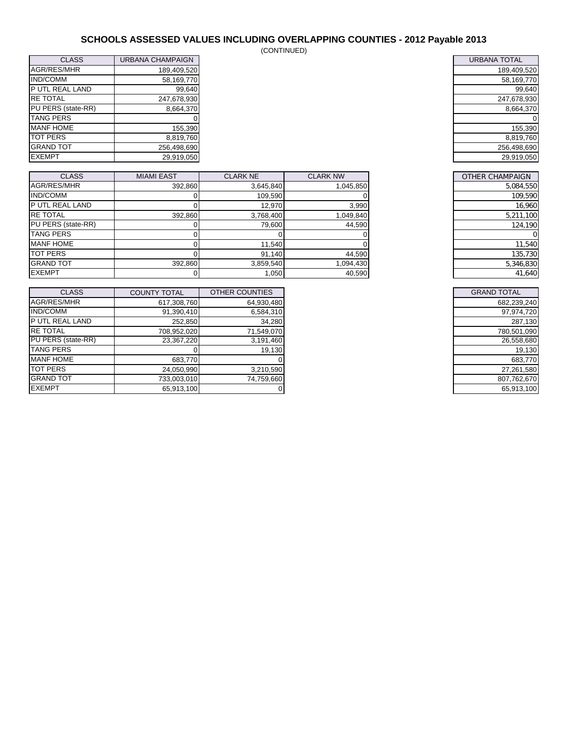## SCHOOLS ASSESSED VALUES INCLUDING OVERLAPPING COUNTIES - 2012 Payable 2013

(CONTINUED)

| CLASS | URBANA CHAMPAIGN |
|---|---|
| AGR/RES/MHR | 189,409,520 |
| IND/COMM | 58,169,770 |
| P UTL REAL LAND | 99,640 |
| RE TOTAL | 247,678,930 |
| PU PERS (state-RR) | 8,664,370 |
| TANG PERS | 0 |
| MANF HOME | 155,390 |
| TOT PERS | 8,819,760 |
| GRAND TOT | 256,498,690 |
| EXEMPT | 29,919,050 |

| URBANA TOTAL |
|---|
| 189,409,520 |
| 58,169,770 |
| 99,640 |
| 247,678,930 |
| 8,664,370 |
| 0 |
| 155,390 |
| 8,819,760 |
| 256,498,690 |
| 29,919,050 |

| CLASS | MIAMI EAST | CLARK NE | CLARK NW |
|---|---|---|---|
| AGR/RES/MHR | 392,860 | 3,645,840 | 1,045,850 |
| IND/COMM | 0 | 109,590 | 0 |
| P UTL REAL LAND | 0 | 12,970 | 3,990 |
| RE TOTAL | 392,860 | 3,768,400 | 1,049,840 |
| PU PERS (state-RR) | 0 | 79,600 | 44,590 |
| TANG PERS | 0 | 0 | 0 |
| MANF HOME | 0 | 11,540 | 0 |
| TOT PERS | 0 | 91,140 | 44,590 |
| GRAND TOT | 392,860 | 3,859,540 | 1,094,430 |
| EXEMPT | 0 | 1,050 | 40,590 |

| OTHER CHAMPAIGN |
|---|
| 5,084,550 |
| 109,590 |
| 16,960 |
| 5,211,100 |
| 124,190 |
| 0 |
| 11,540 |
| 135,730 |
| 5,346,830 |
| 41,640 |

| CLASS | COUNTY TOTAL | OTHER COUNTIES |
|---|---|---|
| AGR/RES/MHR | 617,308,760 | 64,930,480 |
| IND/COMM | 91,390,410 | 6,584,310 |
| P UTL REAL LAND | 252,850 | 34,280 |
| RE TOTAL | 708,952,020 | 71,549,070 |
| PU PERS (state-RR) | 23,367,220 | 3,191,460 |
| TANG PERS | 0 | 19,130 |
| MANF HOME | 683,770 | 0 |
| TOT PERS | 24,050,990 | 3,210,590 |
| GRAND TOT | 733,003,010 | 74,759,660 |
| EXEMPT | 65,913,100 | 0 |

| GRAND TOTAL |
|---|
| 682,239,240 |
| 97,974,720 |
| 287,130 |
| 780,501,090 |
| 26,558,680 |
| 19,130 |
| 683,770 |
| 27,261,580 |
| 807,762,670 |
| 65,913,100 |